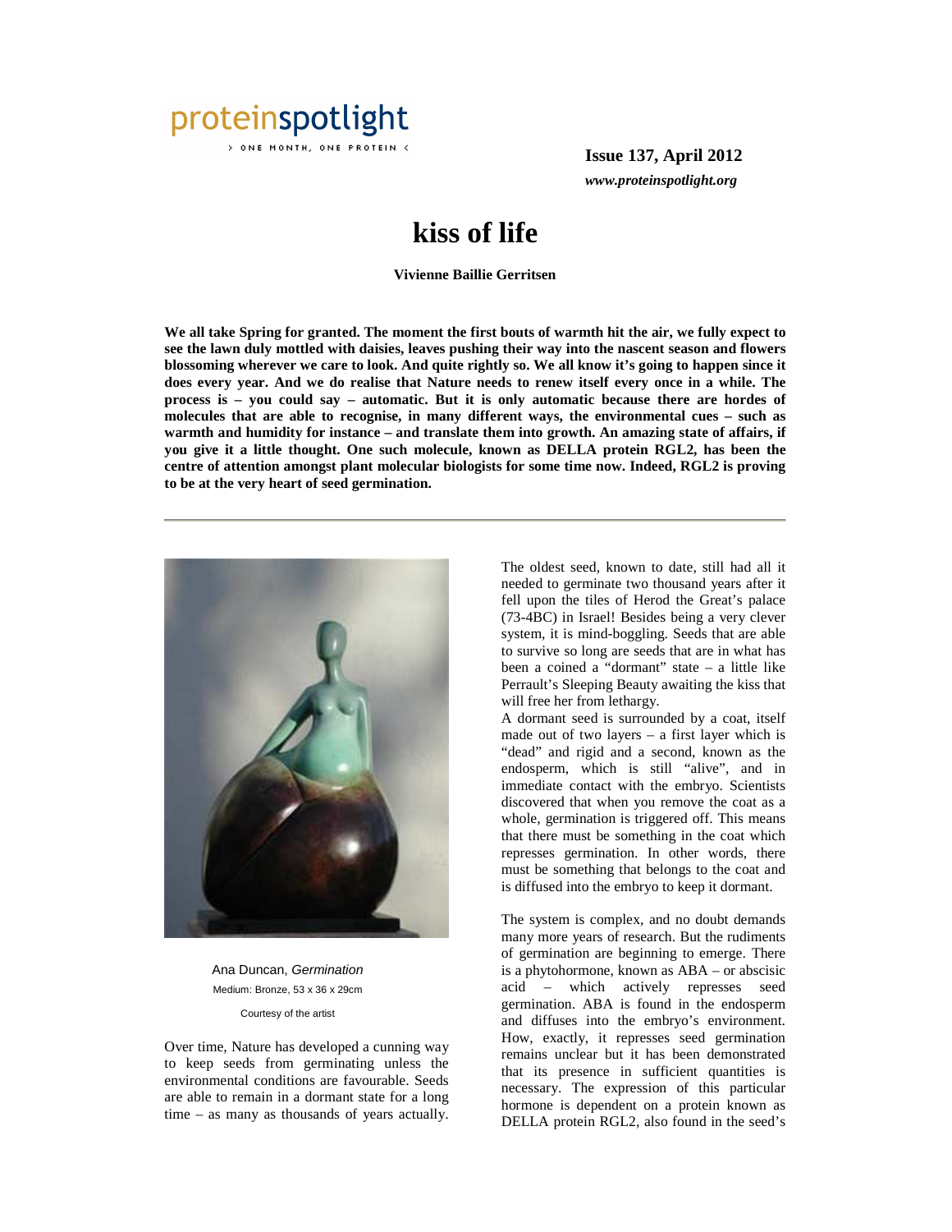# kiss of life

**Vivienne Baillie Gerritsen**

**We all take Spring for granted. The moment the first bouts of warmth hit the air, we fully expect to see the lawn duly mottled with daisies, leaves pushing their way into the nascent season and flowers blossoming wherever we care to look. And quite rightly so. We all know it's going to happen since it does every year. And we do realise that Nature needs to renew itself every once in a while. The process is – you could say – automatic. But it is only automatic because there are hordes of molecules that are able to recognise, in many different ways, the environmental cues – such as warmth and humidity for instance – and translate them into growth. An amazing state of affairs, if you give it a little thought. One such molecule, known as DELLA protein RGL2, has been the centre of attention amongst plant molecular biologists for some time now. Indeed, RGL2 is proving to be at the very heart of seed germination.**

---

Ana Duncan, *Germination*
Medium: Bronze, 53 x 36 x 29cm
Courtesy of the artist

Over time, Nature has developed a cunning way to keep seeds from germinating unless the environmental conditions are favourable. Seeds are able to remain in a dormant state for a long time – as many as thousands of years actually. The oldest seed, known to date, still had all it needed to germinate two thousand years after it fell upon the tiles of Herod the Great's palace (73-4BC) in Israel! Besides being a very clever system, it is mind-boggling. Seeds that are able to survive so long are seeds that are in what has been a coined a "dormant" state – a little like Perrault's Sleeping Beauty awaiting the kiss that will free her from lethargy.

A dormant seed is surrounded by a coat, itself made out of two layers – a first layer which is "dead" and rigid and a second, known as the endosperm, which is still "alive", and in immediate contact with the embryo. Scientists discovered that when you remove the coat as a whole, germination is triggered off. This means that there must be something in the coat which represses germination. In other words, there must be something that belongs to the coat and is diffused into the embryo to keep it dormant.

The system is complex, and no doubt demands many more years of research. But the rudiments of germination are beginning to emerge. There is a phytohormone, known as ABA – or abscisic acid – which actively represses seed germination. ABA is found in the endosperm and diffuses into the embryo's environment. How, exactly, it represses seed germination remains unclear but it has been demonstrated that its presence in sufficient quantities is necessary. The expression of this particular hormone is dependent on a protein known as DELLA protein RGL2, also found in the seed's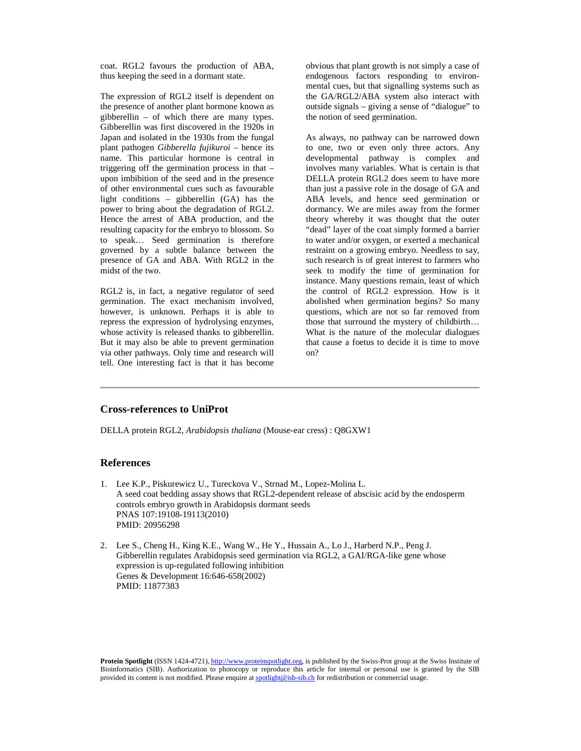coat. RGL2 favours the production of ABA, thus keeping the seed in a dormant state.

The expression of RGL2 itself is dependent on the presence of another plant hormone known as gibberellin – of which there are many types. Gibberellin was first discovered in the 1920s in Japan and isolated in the 1930s from the fungal plant pathogen *Gibberella fujikuroi* – hence its name. This particular hormone is central in triggering off the germination process in that – upon imbibition of the seed and in the presence of other environmental cues such as favourable light conditions – gibberellin (GA) has the power to bring about the degradation of RGL2. Hence the arrest of ABA production, and the resulting capacity for the embryo to blossom. So to speak… Seed germination is therefore governed by a subtle balance between the presence of GA and ABA. With RGL2 in the midst of the two.

RGL2 is, in fact, a negative regulator of seed germination. The exact mechanism involved, however, is unknown. Perhaps it is able to repress the expression of hydrolysing enzymes, whose activity is released thanks to gibberellin. But it may also be able to prevent germination via other pathways. Only time and research will tell. One interesting fact is that it has become obvious that plant growth is not simply a case of endogenous factors responding to environmental cues, but that signalling systems such as the GA/RGL2/ABA system also interact with outside signals – giving a sense of "dialogue" to the notion of seed germination.

As always, no pathway can be narrowed down to one, two or even only three actors. Any developmental pathway is complex and involves many variables. What is certain is that DELLA protein RGL2 does seem to have more than just a passive role in the dosage of GA and ABA levels, and hence seed germination or dormancy. We are miles away from the former theory whereby it was thought that the outer "dead" layer of the coat simply formed a barrier to water and/or oxygen, or exerted a mechanical restraint on a growing embryo. Needless to say, such research is of great interest to farmers who seek to modify the time of germination for instance. Many questions remain, least of which the control of RGL2 expression. How is it abolished when germination begins? So many questions, which are not so far removed from those that surround the mystery of childbirth… What is the nature of the molecular dialogues that cause a foetus to decide it is time to move on?

## Cross-references to UniProt

DELLA protein RGL2, *Arabidopsis thaliana* (Mouse-ear cress) : Q8GXW1

## References

1. Lee K.P., Piskurewicz U., Tureckova V., Strnad M., Lopez-Molina L.
   A seed coat bedding assay shows that RGL2-dependent release of abscisic acid by the endosperm controls embryo growth in Arabidopsis dormant seeds
   PNAS 107:19108-19113(2010)
   PMID: 20956298

2. Lee S., Cheng H., King K.E., Wang W., He Y., Hussain A., Lo J., Harberd N.P., Peng J.
   Gibberellin regulates Arabidopsis seed germination via RGL2, a GAI/RGA-like gene whose expression is up-regulated following inhibition
   Genes & Development 16:646-658(2002)
   PMID: 11877383

**Protein Spotlight** (ISSN 1424-4721), http://www.proteinspotlight.org, is published by the Swiss-Prot group at the Swiss Institute of Bioinformatics (SIB). Authorization to photocopy or reproduce this article for internal or personal use is granted by the SIB provided its content is not modified. Please enquire at spotlight@isb-sib.ch for redistribution or commercial usage.